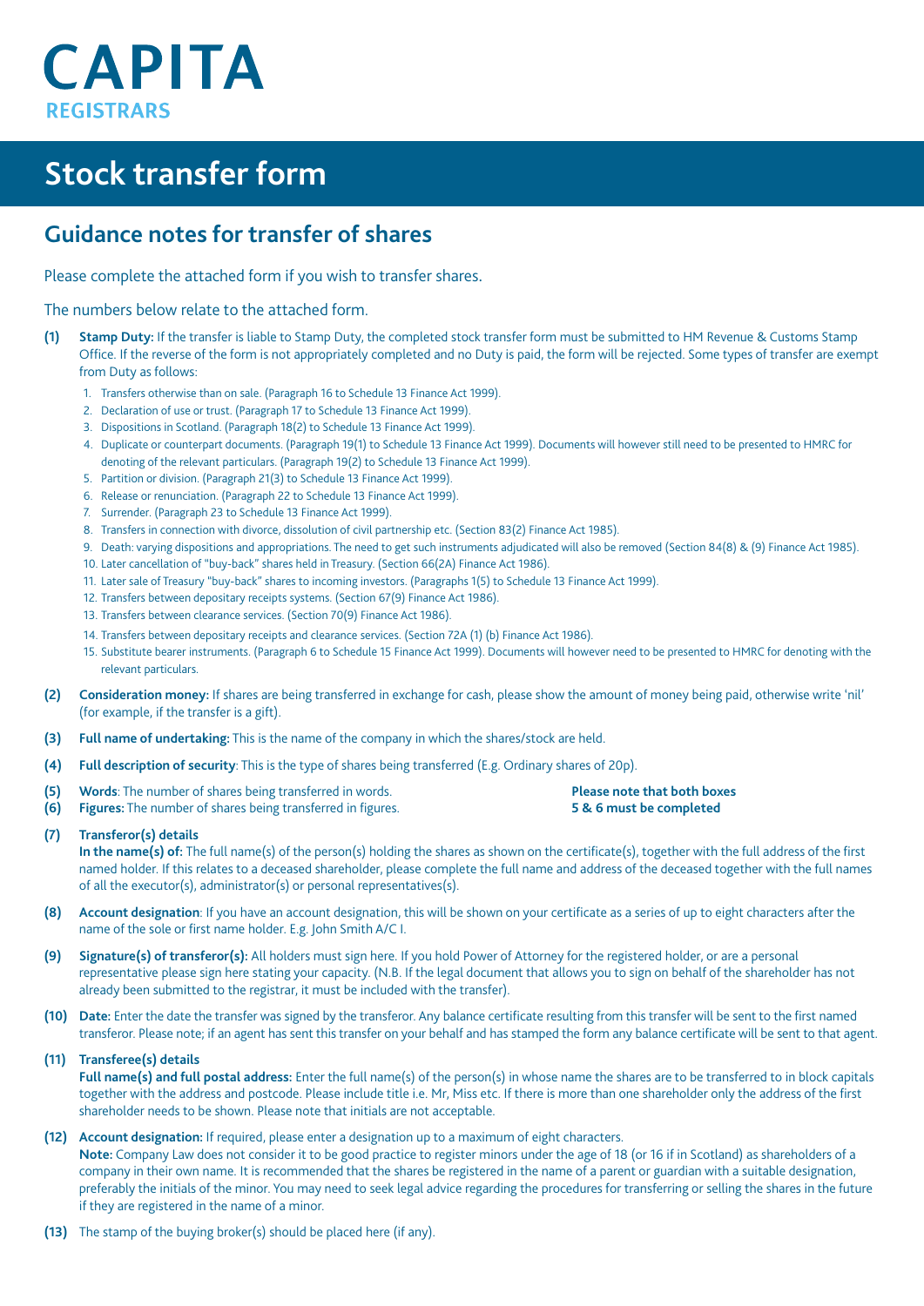# CAPITA
REGISTRARS

# Stock transfer form

## Guidance notes for transfer of shares

Please complete the attached form if you wish to transfer shares.

The numbers below relate to the attached form.

**(1)** **Stamp Duty:** If the transfer is liable to Stamp Duty, the completed stock transfer form must be submitted to HM Revenue & Customs Stamp Office. If the reverse of the form is not appropriately completed and no Duty is paid, the form will be rejected. Some types of transfer are exempt from Duty as follows:

1. Transfers otherwise than on sale. (Paragraph 16 to Schedule 13 Finance Act 1999).
2. Declaration of use or trust. (Paragraph 17 to Schedule 13 Finance Act 1999).
3. Dispositions in Scotland. (Paragraph 18(2) to Schedule 13 Finance Act 1999).
4. Duplicate or counterpart documents. (Paragraph 19(1) to Schedule 13 Finance Act 1999). Documents will however still need to be presented to HMRC for denoting of the relevant particulars. (Paragraph 19(2) to Schedule 13 Finance Act 1999).
5. Partition or division. (Paragraph 21(3) to Schedule 13 Finance Act 1999).
6. Release or renunciation. (Paragraph 22 to Schedule 13 Finance Act 1999).
7. Surrender. (Paragraph 23 to Schedule 13 Finance Act 1999).
8. Transfers in connection with divorce, dissolution of civil partnership etc. (Section 83(2) Finance Act 1985).
9. Death: varying dispositions and appropriations. The need to get such instruments adjudicated will also be removed (Section 84(8) & (9) Finance Act 1985).
10. Later cancellation of "buy-back" shares held in Treasury. (Section 66(2A) Finance Act 1986).
11. Later sale of Treasury "buy-back" shares to incoming investors. (Paragraphs 1(5) to Schedule 13 Finance Act 1999).
12. Transfers between depositary receipts systems. (Section 67(9) Finance Act 1986).
13. Transfers between clearance services. (Section 70(9) Finance Act 1986).
14. Transfers between depositary receipts and clearance services. (Section 72A (1) (b) Finance Act 1986).
15. Substitute bearer instruments. (Paragraph 6 to Schedule 15 Finance Act 1999). Documents will however need to be presented to HMRC for denoting with the relevant particulars.

**(2)** **Consideration money:** If shares are being transferred in exchange for cash, please show the amount of money being paid, otherwise write 'nil' (for example, if the transfer is a gift).

**(3)** **Full name of undertaking:** This is the name of the company in which the shares/stock are held.

**(4)** **Full description of security**: This is the type of shares being transferred (E.g. Ordinary shares of 20p).

**(5)** **Words**: The number of shares being transferred in words.

**(6)** **Figures:** The number of shares being transferred in figures.

**Please note that both boxes 5 & 6 must be completed**

**(7)** **Transferor(s) details**
**In the name(s) of:** The full name(s) of the person(s) holding the shares as shown on the certificate(s), together with the full address of the first named holder. If this relates to a deceased shareholder, please complete the full name and address of the deceased together with the full names of all the executor(s), administrator(s) or personal representatives(s).

**(8)** **Account designation**: If you have an account designation, this will be shown on your certificate as a series of up to eight characters after the name of the sole or first name holder. E.g. John Smith A/C I.

**(9)** **Signature(s) of transferor(s):** All holders must sign here. If you hold Power of Attorney for the registered holder, or are a personal representative please sign here stating your capacity. (N.B. If the legal document that allows you to sign on behalf of the shareholder has not already been submitted to the registrar, it must be included with the transfer).

**(10)** **Date:** Enter the date the transfer was signed by the transferor. Any balance certificate resulting from this transfer will be sent to the first named transferor. Please note; if an agent has sent this transfer on your behalf and has stamped the form any balance certificate will be sent to that agent.

**(11)** **Transferee(s) details**
**Full name(s) and full postal address:** Enter the full name(s) of the person(s) in whose name the shares are to be transferred to in block capitals together with the address and postcode. Please include title i.e. Mr, Miss etc. If there is more than one shareholder only the address of the first shareholder needs to be shown. Please note that initials are not acceptable.

**(12)** **Account designation:** If required, please enter a designation up to a maximum of eight characters.
**Note:** Company Law does not consider it to be good practice to register minors under the age of 18 (or 16 if in Scotland) as shareholders of a company in their own name. It is recommended that the shares be registered in the name of a parent or guardian with a suitable designation, preferably the initials of the minor. You may need to seek legal advice regarding the procedures for transferring or selling the shares in the future if they are registered in the name of a minor.

**(13)** The stamp of the buying broker(s) should be placed here (if any).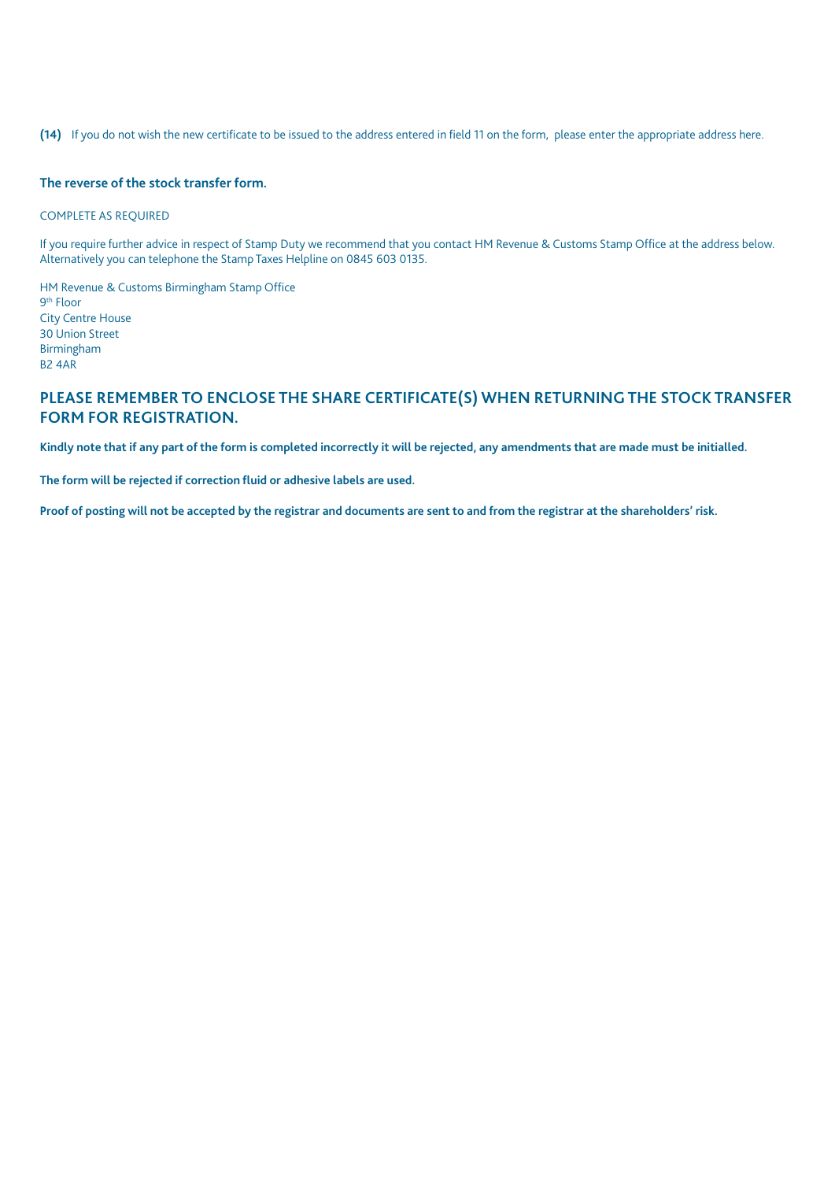**(14)** If you do not wish the new certificate to be issued to the address entered in field 11 on the form, please enter the appropriate address here.

**The reverse of the stock transfer form.**

COMPLETE AS REQUIRED

If you require further advice in respect of Stamp Duty we recommend that you contact HM Revenue & Customs Stamp Office at the address below. Alternatively you can telephone the Stamp Taxes Helpline on 0845 603 0135.

HM Revenue & Customs Birmingham Stamp Office
9th Floor
City Centre House
30 Union Street
Birmingham
B2 4AR

## PLEASE REMEMBER TO ENCLOSE THE SHARE CERTIFICATE(S) WHEN RETURNING THE STOCK TRANSFER FORM FOR REGISTRATION.

**Kindly note that if any part of the form is completed incorrectly it will be rejected, any amendments that are made must be initialled.**

**The form will be rejected if correction fluid or adhesive labels are used.**

**Proof of posting will not be accepted by the registrar and documents are sent to and from the registrar at the shareholders' risk.**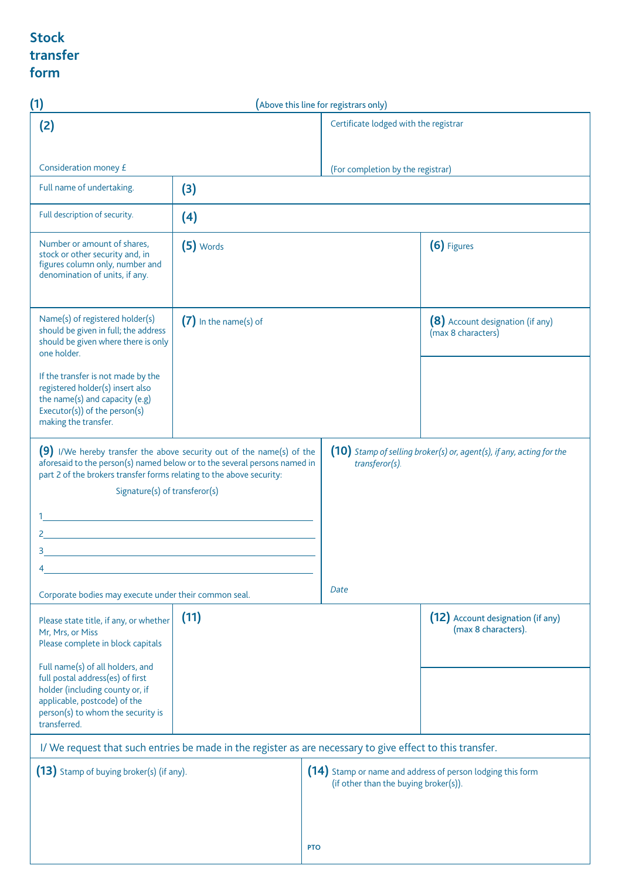# Stock transfer form

**(1)** (Above this line for registrars only)

| **(2)** Consideration money £ | | Certificate lodged with the registrar (For completion by the registrar) | |
|---|---|---|---|
| Full name of undertaking. | **(3)** | | |
| Full description of security. | **(4)** | | |
| Number or amount of shares, stock or other security and, in figures column only, number and denomination of units, if any. | **(5)** Words | | **(6)** Figures |
| Name(s) of registered holder(s) should be given in full; the address should be given where there is only one holder. If the transfer is not made by the registered holder(s) insert also the name(s) and capacity (e.g) Executor(s)) of the person(s) making the transfer. | **(7)** In the name(s) of | | **(8)** Account designation (if any) (max 8 characters) |

**(9)** I/We hereby transfer the above security out of the name(s) of the aforesaid to the person(s) named below or to the several persons named in part 2 of the brokers transfer forms relating to the above security:

Signature(s) of transferor(s)

1\_\_\_\_\_\_\_\_\_\_\_\_\_\_\_\_\_\_\_\_\_\_\_\_\_\_\_\_\_\_\_\_\_\_\_\_\_\_\_\_

2\_\_\_\_\_\_\_\_\_\_\_\_\_\_\_\_\_\_\_\_\_\_\_\_\_\_\_\_\_\_\_\_\_\_\_\_\_\_\_\_

3\_\_\_\_\_\_\_\_\_\_\_\_\_\_\_\_\_\_\_\_\_\_\_\_\_\_\_\_\_\_\_\_\_\_\_\_\_\_\_\_

4\_\_\_\_\_\_\_\_\_\_\_\_\_\_\_\_\_\_\_\_\_\_\_\_\_\_\_\_\_\_\_\_\_\_\_\_\_\_\_\_

Corporate bodies may execute under their common seal.

**(10)** *Stamp of selling broker(s) or, agent(s), if any, acting for the transferor(s).*

*Date*

| Please state title, if any, or whether Mr, Mrs, or Miss Please complete in block capitals Full name(s) of all holders, and full postal address(es) of first holder (including county or, if applicable, postcode) of the person(s) to whom the security is transferred. | **(11)** | **(12)** Account designation (if any) (max 8 characters). |
|---|---|---|

I/ We request that such entries be made in the register as are necessary to give effect to this transfer.

| **(13)** Stamp of buying broker(s) (if any). | **(14)** Stamp or name and address of person lodging this form (if other than the buying broker(s)). |
|---|---|

PTO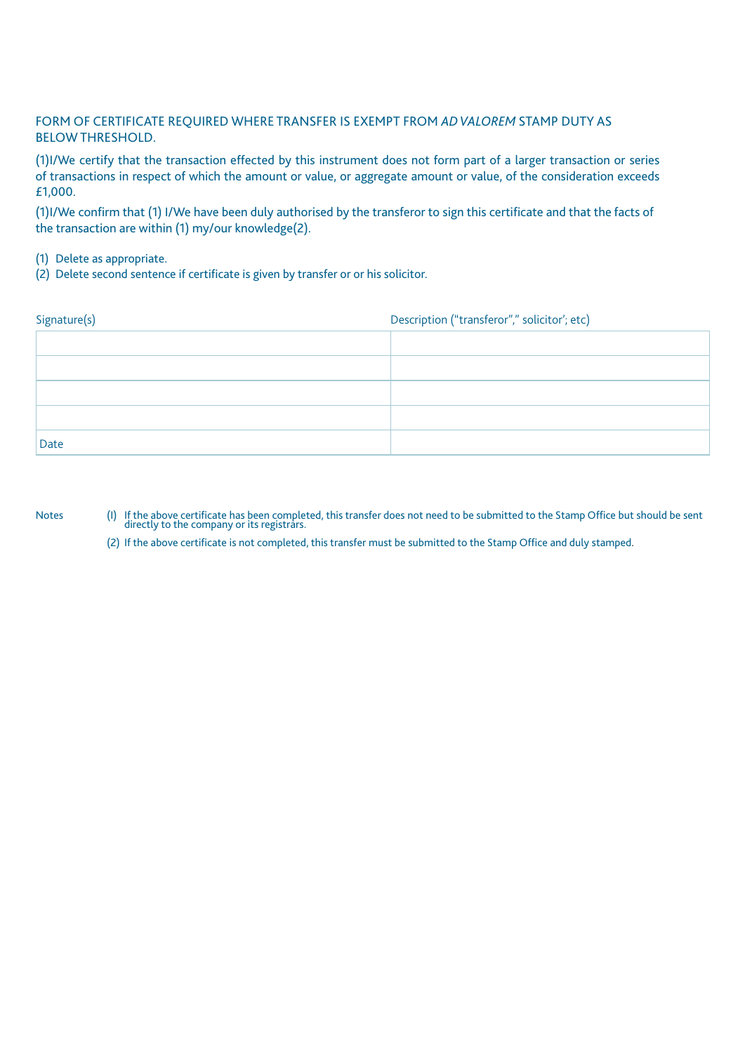FORM OF CERTIFICATE REQUIRED WHERE TRANSFER IS EXEMPT FROM *AD VALOREM* STAMP DUTY AS BELOW THRESHOLD.

(1)I/We certify that the transaction effected by this instrument does not form part of a larger transaction or series of transactions in respect of which the amount or value, or aggregate amount or value, of the consideration exceeds £1,000.

(1)I/We confirm that (1) I/We have been duly authorised by the transferor to sign this certificate and that the facts of the transaction are within (1) my/our knowledge(2).

(1) Delete as appropriate.
(2) Delete second sentence if certificate is given by transfer or or his solicitor.

| Signature(s) | Description ("transferor"," solicitor'; etc) |
|---|---|
| | |
| | |
| | |
| | |
| Date | |

Notes

(I) If the above certificate has been completed, this transfer does not need to be submitted to the Stamp Office but should be sent directly to the company or its registrars.

(2) If the above certificate is not completed, this transfer must be submitted to the Stamp Office and duly stamped.